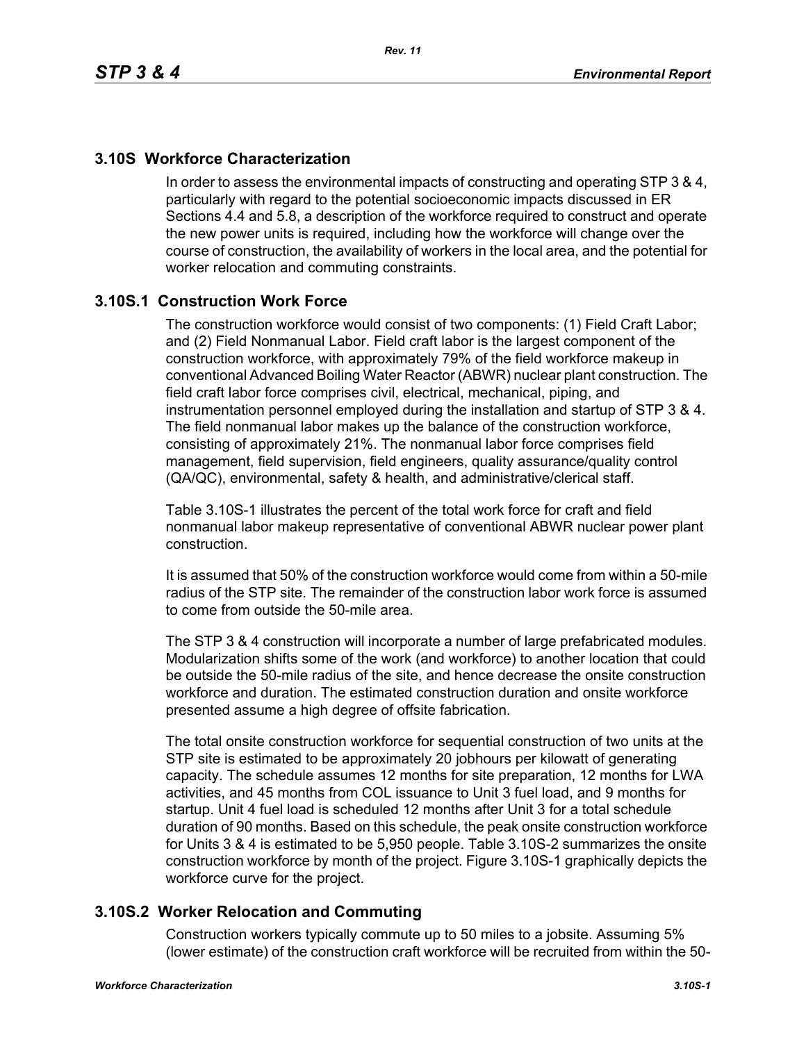## 3.10S Workforce Characterization

In order to assess the environmental impacts of constructing and operating STP 3 & 4, particularly with regard to the potential socioeconomic impacts discussed in ER Sections 4.4 and 5.8, a description of the workforce required to construct and operate the new power units is required, including how the workforce will change over the course of construction, the availability of workers in the local area, and the potential for worker relocation and commuting constraints.

### 3.10S.1 Construction Work Force

The construction workforce would consist of two components: (1) Field Craft Labor; and (2) Field Nonmanual Labor. Field craft labor is the largest component of the construction workforce, with approximately 79% of the field workforce makeup in conventional Advanced Boiling Water Reactor (ABWR) nuclear plant construction. The field craft labor force comprises civil, electrical, mechanical, piping, and instrumentation personnel employed during the installation and startup of STP 3 & 4. The field nonmanual labor makes up the balance of the construction workforce, consisting of approximately 21%. The nonmanual labor force comprises field management, field supervision, field engineers, quality assurance/quality control (QA/QC), environmental, safety & health, and administrative/clerical staff.

Table 3.10S-1 illustrates the percent of the total work force for craft and field nonmanual labor makeup representative of conventional ABWR nuclear power plant construction.

It is assumed that 50% of the construction workforce would come from within a 50-mile radius of the STP site. The remainder of the construction labor work force is assumed to come from outside the 50-mile area.

The STP 3 & 4 construction will incorporate a number of large prefabricated modules. Modularization shifts some of the work (and workforce) to another location that could be outside the 50-mile radius of the site, and hence decrease the onsite construction workforce and duration. The estimated construction duration and onsite workforce presented assume a high degree of offsite fabrication.

The total onsite construction workforce for sequential construction of two units at the STP site is estimated to be approximately 20 jobhours per kilowatt of generating capacity. The schedule assumes 12 months for site preparation, 12 months for LWA activities, and 45 months from COL issuance to Unit 3 fuel load, and 9 months for startup. Unit 4 fuel load is scheduled 12 months after Unit 3 for a total schedule duration of 90 months. Based on this schedule, the peak onsite construction workforce for Units 3 & 4 is estimated to be 5,950 people. Table 3.10S-2 summarizes the onsite construction workforce by month of the project. Figure 3.10S-1 graphically depicts the workforce curve for the project.

### 3.10S.2 Worker Relocation and Commuting

Construction workers typically commute up to 50 miles to a jobsite. Assuming 5% (lower estimate) of the construction craft workforce will be recruited from within the 50-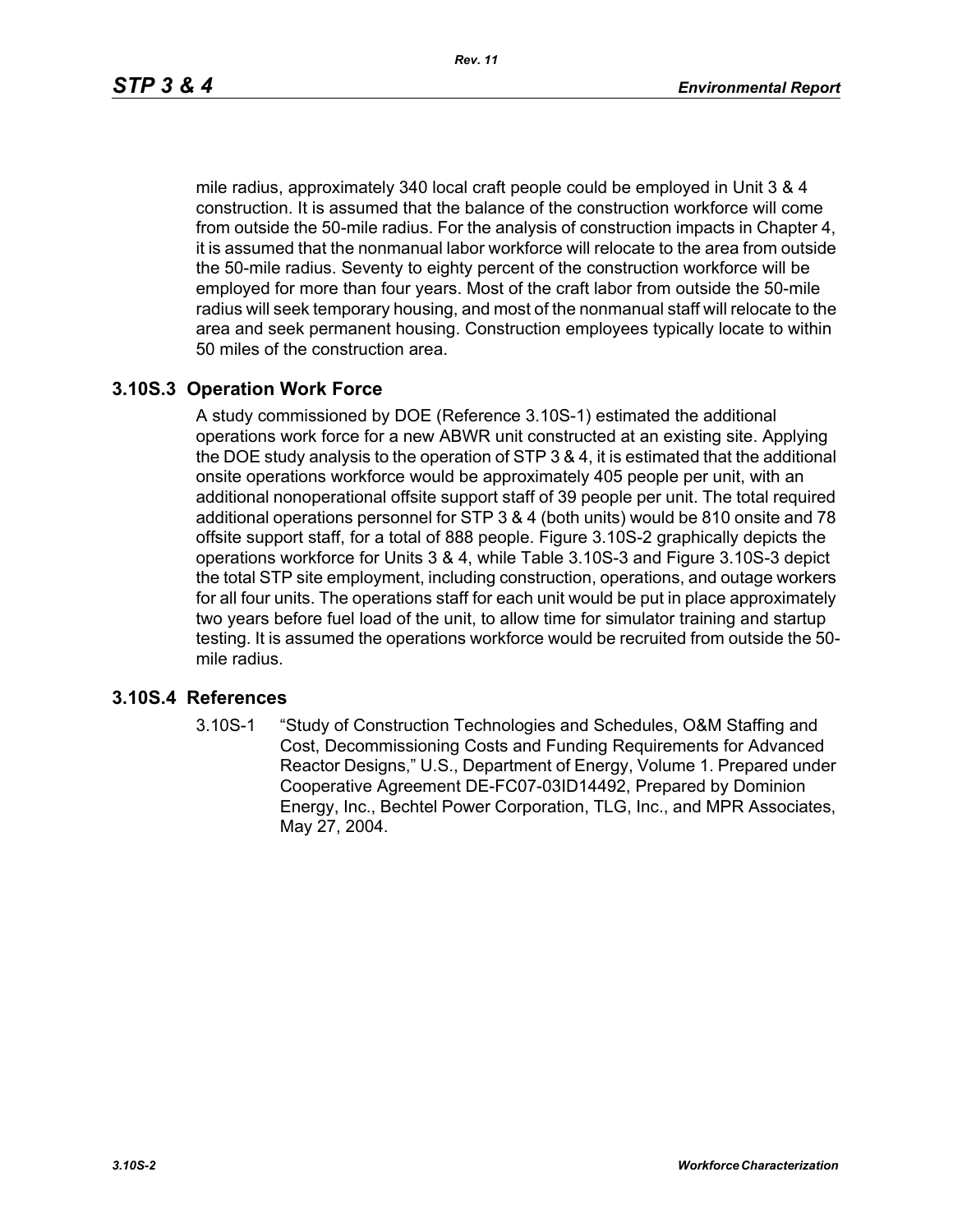mile radius, approximately 340 local craft people could be employed in Unit 3 & 4 construction. It is assumed that the balance of the construction workforce will come from outside the 50-mile radius. For the analysis of construction impacts in Chapter 4, it is assumed that the nonmanual labor workforce will relocate to the area from outside the 50-mile radius. Seventy to eighty percent of the construction workforce will be employed for more than four years. Most of the craft labor from outside the 50-mile radius will seek temporary housing, and most of the nonmanual staff will relocate to the area and seek permanent housing. Construction employees typically locate to within 50 miles of the construction area.

## 3.10S.3 Operation Work Force

A study commissioned by DOE (Reference 3.10S-1) estimated the additional operations work force for a new ABWR unit constructed at an existing site. Applying the DOE study analysis to the operation of STP 3 & 4, it is estimated that the additional onsite operations workforce would be approximately 405 people per unit, with an additional nonoperational offsite support staff of 39 people per unit. The total required additional operations personnel for STP 3 & 4 (both units) would be 810 onsite and 78 offsite support staff, for a total of 888 people. Figure 3.10S-2 graphically depicts the operations workforce for Units 3 & 4, while Table 3.10S-3 and Figure 3.10S-3 depict the total STP site employment, including construction, operations, and outage workers for all four units. The operations staff for each unit would be put in place approximately two years before fuel load of the unit, to allow time for simulator training and startup testing. It is assumed the operations workforce would be recruited from outside the 50-mile radius.

## 3.10S.4 References

3.10S-1 "Study of Construction Technologies and Schedules, O&M Staffing and Cost, Decommissioning Costs and Funding Requirements for Advanced Reactor Designs," U.S., Department of Energy, Volume 1. Prepared under Cooperative Agreement DE-FC07-03ID14492, Prepared by Dominion Energy, Inc., Bechtel Power Corporation, TLG, Inc., and MPR Associates, May 27, 2004.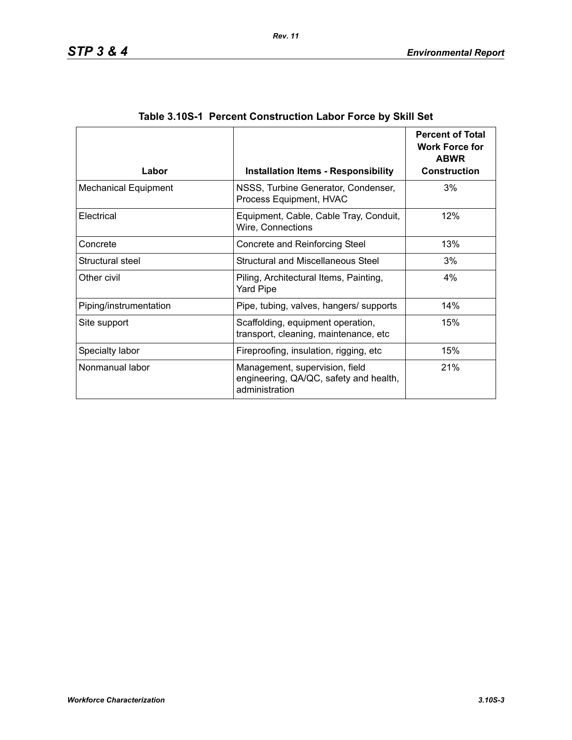**Table 3.10S-1 Percent Construction Labor Force by Skill Set**

| Labor | Installation Items - Responsibility | Percent of Total Work Force for ABWR Construction |
|---|---|---|
| Mechanical Equipment | NSSS, Turbine Generator, Condenser, Process Equipment, HVAC | 3% |
| Electrical | Equipment, Cable, Cable Tray, Conduit, Wire, Connections | 12% |
| Concrete | Concrete and Reinforcing Steel | 13% |
| Structural steel | Structural and Miscellaneous Steel | 3% |
| Other civil | Piling, Architectural Items, Painting, Yard Pipe | 4% |
| Piping/instrumentation | Pipe, tubing, valves, hangers/ supports | 14% |
| Site support | Scaffolding, equipment operation, transport, cleaning, maintenance, etc | 15% |
| Specialty labor | Fireproofing, insulation, rigging, etc | 15% |
| Nonmanual labor | Management, supervision, field engineering, QA/QC, safety and health, administration | 21% |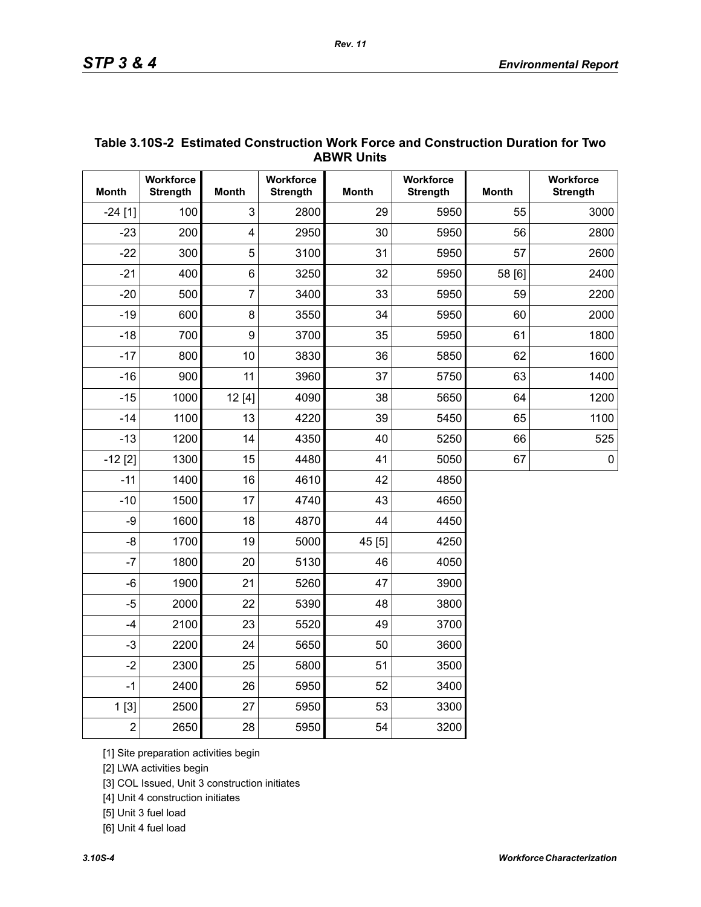**Table 3.10S-2 Estimated Construction Work Force and Construction Duration for Two ABWR Units**

| Month | Workforce Strength | Month | Workforce Strength | Month | Workforce Strength | Month | Workforce Strength |
|---|---|---|---|---|---|---|---|
| -24 [1] | 100 | 3 | 2800 | 29 | 5950 | 55 | 3000 |
| -23 | 200 | 4 | 2950 | 30 | 5950 | 56 | 2800 |
| -22 | 300 | 5 | 3100 | 31 | 5950 | 57 | 2600 |
| -21 | 400 | 6 | 3250 | 32 | 5950 | 58 [6] | 2400 |
| -20 | 500 | 7 | 3400 | 33 | 5950 | 59 | 2200 |
| -19 | 600 | 8 | 3550 | 34 | 5950 | 60 | 2000 |
| -18 | 700 | 9 | 3700 | 35 | 5950 | 61 | 1800 |
| -17 | 800 | 10 | 3830 | 36 | 5850 | 62 | 1600 |
| -16 | 900 | 11 | 3960 | 37 | 5750 | 63 | 1400 |
| -15 | 1000 | 12 [4] | 4090 | 38 | 5650 | 64 | 1200 |
| -14 | 1100 | 13 | 4220 | 39 | 5450 | 65 | 1100 |
| -13 | 1200 | 14 | 4350 | 40 | 5250 | 66 | 525 |
| -12 [2] | 1300 | 15 | 4480 | 41 | 5050 | 67 | 0 |
| -11 | 1400 | 16 | 4610 | 42 | 4850 | | |
| -10 | 1500 | 17 | 4740 | 43 | 4650 | | |
| -9 | 1600 | 18 | 4870 | 44 | 4450 | | |
| -8 | 1700 | 19 | 5000 | 45 [5] | 4250 | | |
| -7 | 1800 | 20 | 5130 | 46 | 4050 | | |
| -6 | 1900 | 21 | 5260 | 47 | 3900 | | |
| -5 | 2000 | 22 | 5390 | 48 | 3800 | | |
| -4 | 2100 | 23 | 5520 | 49 | 3700 | | |
| -3 | 2200 | 24 | 5650 | 50 | 3600 | | |
| -2 | 2300 | 25 | 5800 | 51 | 3500 | | |
| -1 | 2400 | 26 | 5950 | 52 | 3400 | | |
| 1 [3] | 2500 | 27 | 5950 | 53 | 3300 | | |
| 2 | 2650 | 28 | 5950 | 54 | 3200 | | |

[1] Site preparation activities begin

[2] LWA activities begin

[3] COL Issued, Unit 3 construction initiates

[4] Unit 4 construction initiates

[5] Unit 3 fuel load

[6] Unit 4 fuel load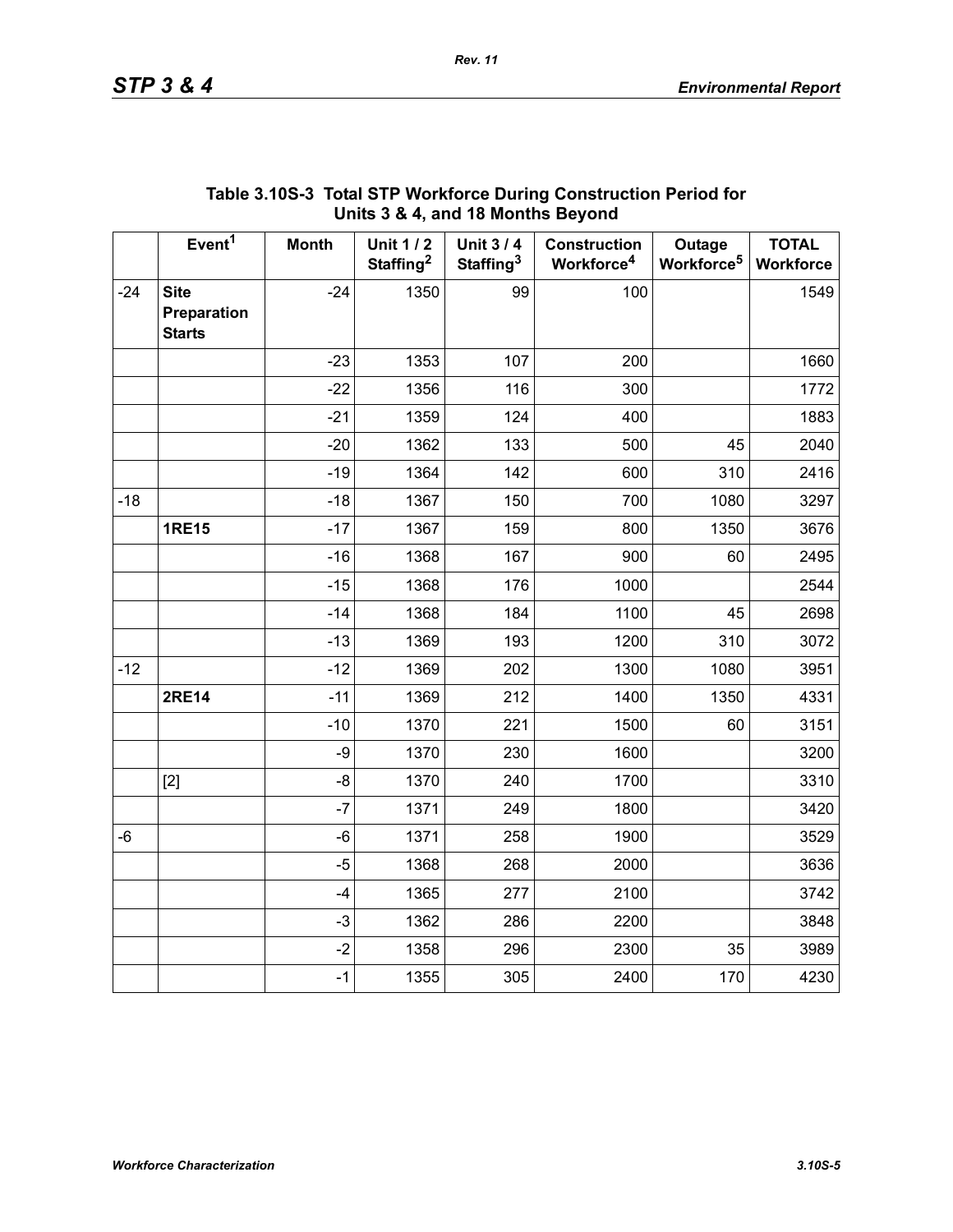**Table 3.10S-3 Total STP Workforce During Construction Period for Units 3 & 4, and 18 Months Beyond**

| | Event[1] | Month | Unit 1 / 2 Staffing[2] | Unit 3 / 4 Staffing[3] | Construction Workforce[4] | Outage Workforce[5] | TOTAL Workforce |
|---|---|---|---|---|---|---|---|
| -24 | **Site Preparation Starts** | -24 | 1350 | 99 | 100 | | 1549 |
| | | -23 | 1353 | 107 | 200 | | 1660 |
| | | -22 | 1356 | 116 | 300 | | 1772 |
| | | -21 | 1359 | 124 | 400 | | 1883 |
| | | -20 | 1362 | 133 | 500 | 45 | 2040 |
| | | -19 | 1364 | 142 | 600 | 310 | 2416 |
| -18 | | -18 | 1367 | 150 | 700 | 1080 | 3297 |
| | **1RE15** | -17 | 1367 | 159 | 800 | 1350 | 3676 |
| | | -16 | 1368 | 167 | 900 | 60 | 2495 |
| | | -15 | 1368 | 176 | 1000 | | 2544 |
| | | -14 | 1368 | 184 | 1100 | 45 | 2698 |
| | | -13 | 1369 | 193 | 1200 | 310 | 3072 |
| -12 | | -12 | 1369 | 202 | 1300 | 1080 | 3951 |
| | **2RE14** | -11 | 1369 | 212 | 1400 | 1350 | 4331 |
| | | -10 | 1370 | 221 | 1500 | 60 | 3151 |
| | | -9 | 1370 | 230 | 1600 | | 3200 |
| | [2] | -8 | 1370 | 240 | 1700 | | 3310 |
| | | -7 | 1371 | 249 | 1800 | | 3420 |
| -6 | | -6 | 1371 | 258 | 1900 | | 3529 |
| | | -5 | 1368 | 268 | 2000 | | 3636 |
| | | -4 | 1365 | 277 | 2100 | | 3742 |
| | | -3 | 1362 | 286 | 2200 | | 3848 |
| | | -2 | 1358 | 296 | 2300 | 35 | 3989 |
| | | -1 | 1355 | 305 | 2400 | 170 | 4230 |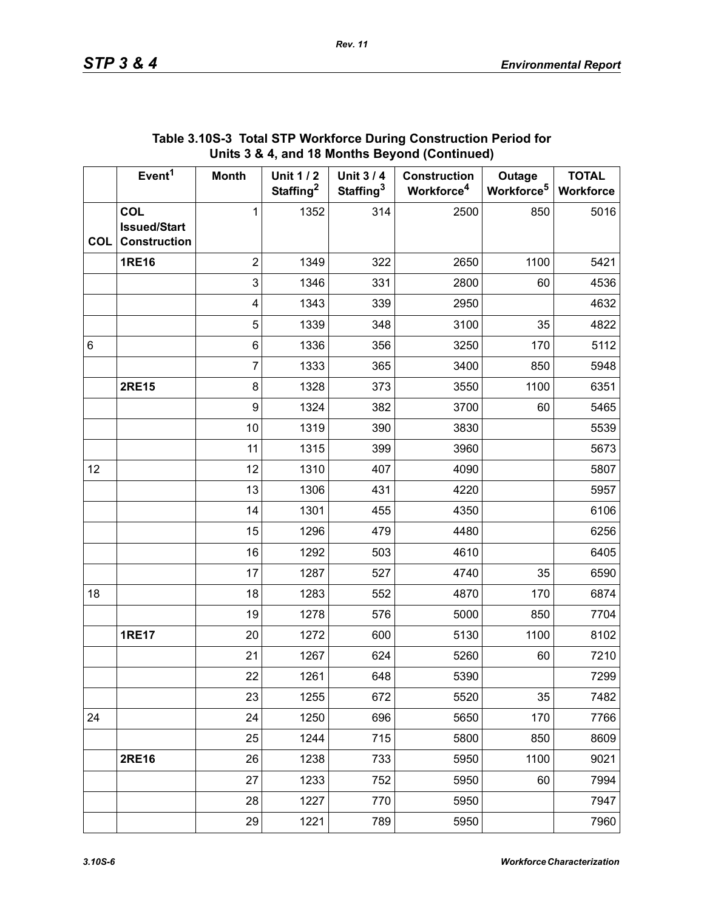## Table 3.10S-3 Total STP Workforce During Construction Period for Units 3 & 4, and 18 Months Beyond (Continued)

| | Event[1] | Month | Unit 1 / 2 Staffing[2] | Unit 3 / 4 Staffing[3] | Construction Workforce[4] | Outage Workforce[5] | TOTAL Workforce |
|---|---|---|---|---|---|---|---|
| COL | **COL Issued/Start Construction** | 1 | 1352 | 314 | 2500 | 850 | 5016 |
| | **1RE16** | 2 | 1349 | 322 | 2650 | 1100 | 5421 |
| | | 3 | 1346 | 331 | 2800 | 60 | 4536 |
| | | 4 | 1343 | 339 | 2950 | | 4632 |
| | | 5 | 1339 | 348 | 3100 | 35 | 4822 |
| 6 | | 6 | 1336 | 356 | 3250 | 170 | 5112 |
| | | 7 | 1333 | 365 | 3400 | 850 | 5948 |
| | **2RE15** | 8 | 1328 | 373 | 3550 | 1100 | 6351 |
| | | 9 | 1324 | 382 | 3700 | 60 | 5465 |
| | | 10 | 1319 | 390 | 3830 | | 5539 |
| | | 11 | 1315 | 399 | 3960 | | 5673 |
| 12 | | 12 | 1310 | 407 | 4090 | | 5807 |
| | | 13 | 1306 | 431 | 4220 | | 5957 |
| | | 14 | 1301 | 455 | 4350 | | 6106 |
| | | 15 | 1296 | 479 | 4480 | | 6256 |
| | | 16 | 1292 | 503 | 4610 | | 6405 |
| | | 17 | 1287 | 527 | 4740 | 35 | 6590 |
| 18 | | 18 | 1283 | 552 | 4870 | 170 | 6874 |
| | | 19 | 1278 | 576 | 5000 | 850 | 7704 |
| | **1RE17** | 20 | 1272 | 600 | 5130 | 1100 | 8102 |
| | | 21 | 1267 | 624 | 5260 | 60 | 7210 |
| | | 22 | 1261 | 648 | 5390 | | 7299 |
| | | 23 | 1255 | 672 | 5520 | 35 | 7482 |
| 24 | | 24 | 1250 | 696 | 5650 | 170 | 7766 |
| | | 25 | 1244 | 715 | 5800 | 850 | 8609 |
| | **2RE16** | 26 | 1238 | 733 | 5950 | 1100 | 9021 |
| | | 27 | 1233 | 752 | 5950 | 60 | 7994 |
| | | 28 | 1227 | 770 | 5950 | | 7947 |
| | | 29 | 1221 | 789 | 5950 | | 7960 |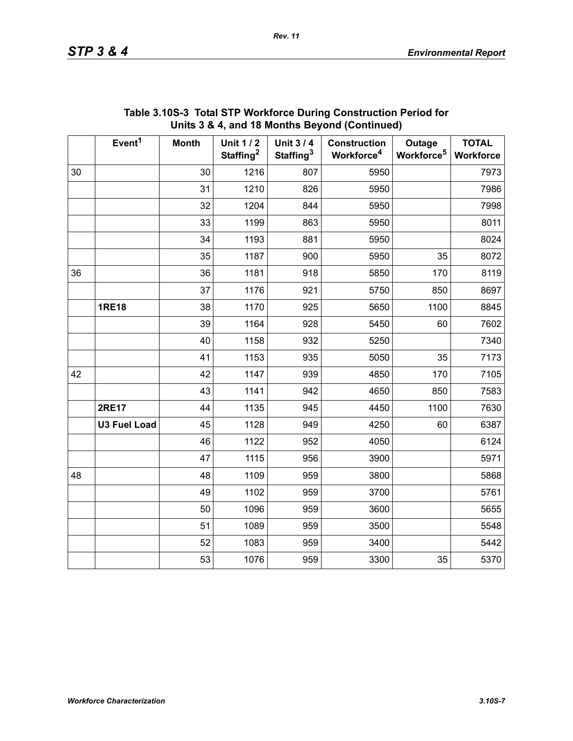### Table 3.10S-3 Total STP Workforce During Construction Period for Units 3 & 4, and 18 Months Beyond (Continued)

| | Event[1] | Month | Unit 1 / 2 Staffing[2] | Unit 3 / 4 Staffing[3] | Construction Workforce[4] | Outage Workforce[5] | TOTAL Workforce |
|---|---|---|---|---|---|---|---|
| 30 | | 30 | 1216 | 807 | 5950 | | 7973 |
| | | 31 | 1210 | 826 | 5950 | | 7986 |
| | | 32 | 1204 | 844 | 5950 | | 7998 |
| | | 33 | 1199 | 863 | 5950 | | 8011 |
| | | 34 | 1193 | 881 | 5950 | | 8024 |
| | | 35 | 1187 | 900 | 5950 | 35 | 8072 |
| 36 | | 36 | 1181 | 918 | 5850 | 170 | 8119 |
| | | 37 | 1176 | 921 | 5750 | 850 | 8697 |
| | **1RE18** | 38 | 1170 | 925 | 5650 | 1100 | 8845 |
| | | 39 | 1164 | 928 | 5450 | 60 | 7602 |
| | | 40 | 1158 | 932 | 5250 | | 7340 |
| | | 41 | 1153 | 935 | 5050 | 35 | 7173 |
| 42 | | 42 | 1147 | 939 | 4850 | 170 | 7105 |
| | | 43 | 1141 | 942 | 4650 | 850 | 7583 |
| | **2RE17** | 44 | 1135 | 945 | 4450 | 1100 | 7630 |
| | **U3 Fuel Load** | 45 | 1128 | 949 | 4250 | 60 | 6387 |
| | | 46 | 1122 | 952 | 4050 | | 6124 |
| | | 47 | 1115 | 956 | 3900 | | 5971 |
| 48 | | 48 | 1109 | 959 | 3800 | | 5868 |
| | | 49 | 1102 | 959 | 3700 | | 5761 |
| | | 50 | 1096 | 959 | 3600 | | 5655 |
| | | 51 | 1089 | 959 | 3500 | | 5548 |
| | | 52 | 1083 | 959 | 3400 | | 5442 |
| | | 53 | 1076 | 959 | 3300 | 35 | 5370 |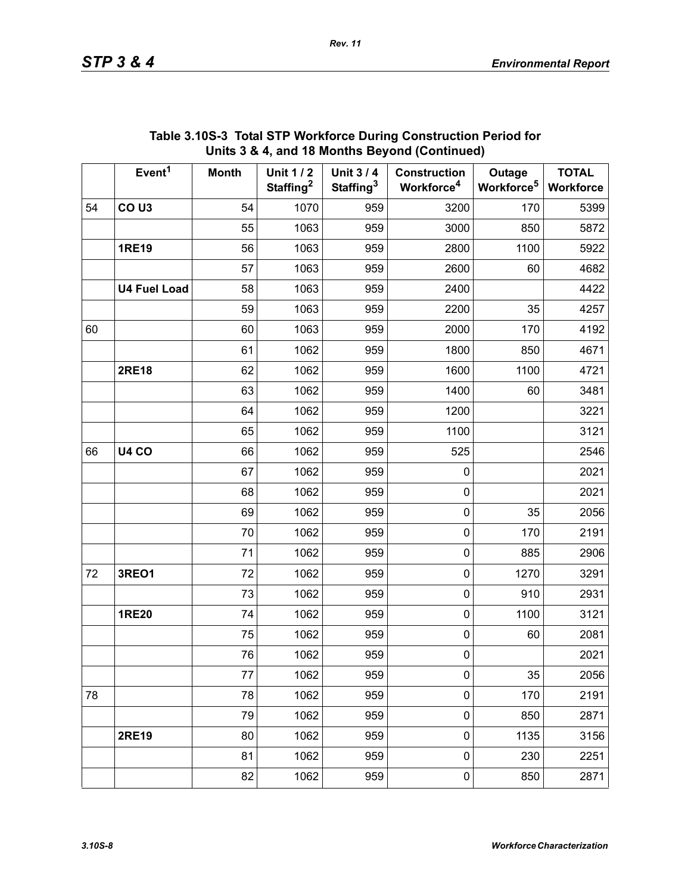# Table 3.10S-3 Total STP Workforce During Construction Period for Units 3 & 4, and 18 Months Beyond (Continued)

| | Event[1] | Month | Unit 1 / 2 Staffing[2] | Unit 3 / 4 Staffing[3] | Construction Workforce[4] | Outage Workforce[5] | TOTAL Workforce |
|---|---|---|---|---|---|---|---|
| 54 | **CO U3** | 54 | 1070 | 959 | 3200 | 170 | 5399 |
| | | 55 | 1063 | 959 | 3000 | 850 | 5872 |
| | **1RE19** | 56 | 1063 | 959 | 2800 | 1100 | 5922 |
| | | 57 | 1063 | 959 | 2600 | 60 | 4682 |
| | **U4 Fuel Load** | 58 | 1063 | 959 | 2400 | | 4422 |
| | | 59 | 1063 | 959 | 2200 | 35 | 4257 |
| 60 | | 60 | 1063 | 959 | 2000 | 170 | 4192 |
| | | 61 | 1062 | 959 | 1800 | 850 | 4671 |
| | **2RE18** | 62 | 1062 | 959 | 1600 | 1100 | 4721 |
| | | 63 | 1062 | 959 | 1400 | 60 | 3481 |
| | | 64 | 1062 | 959 | 1200 | | 3221 |
| | | 65 | 1062 | 959 | 1100 | | 3121 |
| 66 | **U4 CO** | 66 | 1062 | 959 | 525 | | 2546 |
| | | 67 | 1062 | 959 | 0 | | 2021 |
| | | 68 | 1062 | 959 | 0 | | 2021 |
| | | 69 | 1062 | 959 | 0 | 35 | 2056 |
| | | 70 | 1062 | 959 | 0 | 170 | 2191 |
| | | 71 | 1062 | 959 | 0 | 885 | 2906 |
| 72 | **3REO1** | 72 | 1062 | 959 | 0 | 1270 | 3291 |
| | | 73 | 1062 | 959 | 0 | 910 | 2931 |
| | **1RE20** | 74 | 1062 | 959 | 0 | 1100 | 3121 |
| | | 75 | 1062 | 959 | 0 | 60 | 2081 |
| | | 76 | 1062 | 959 | 0 | | 2021 |
| | | 77 | 1062 | 959 | 0 | 35 | 2056 |
| 78 | | 78 | 1062 | 959 | 0 | 170 | 2191 |
| | | 79 | 1062 | 959 | 0 | 850 | 2871 |
| | **2RE19** | 80 | 1062 | 959 | 0 | 1135 | 3156 |
| | | 81 | 1062 | 959 | 0 | 230 | 2251 |
| | | 82 | 1062 | 959 | 0 | 850 | 2871 |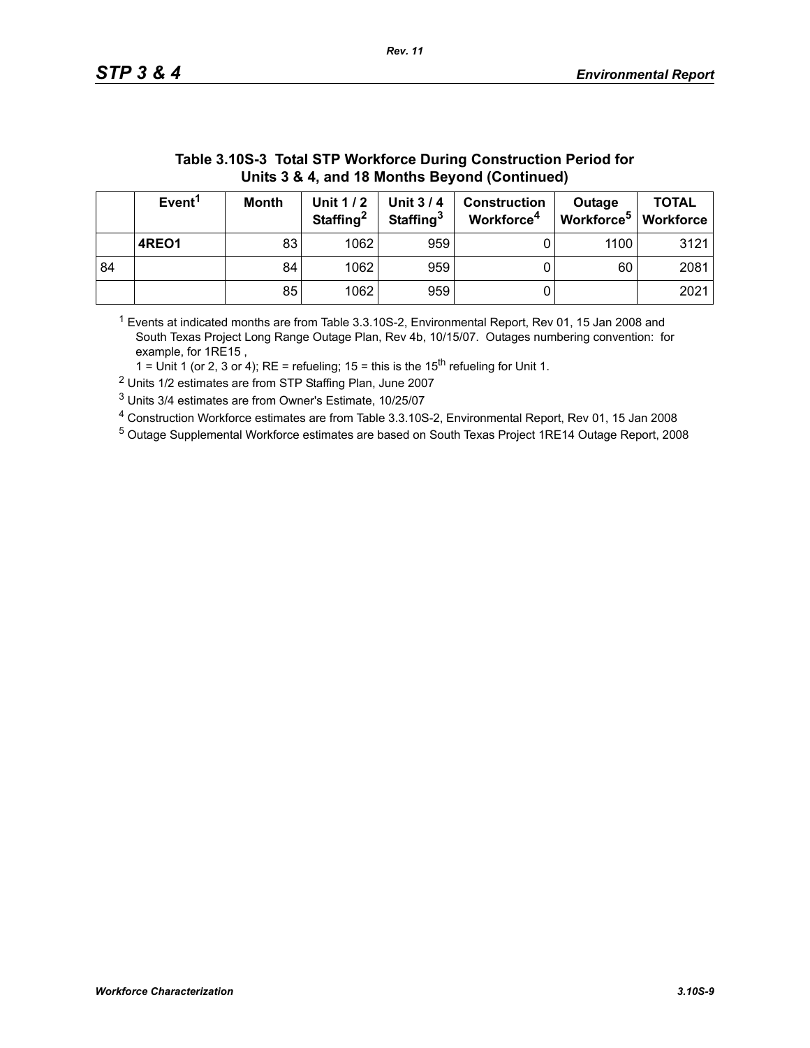### Table 3.10S-3 Total STP Workforce During Construction Period for Units 3 & 4, and 18 Months Beyond (Continued)

| | Event[1] | Month | Unit 1 / 2 Staffing[2] | Unit 3 / 4 Staffing[3] | Construction Workforce[4] | Outage Workforce[5] | TOTAL Workforce |
|---|---|---|---|---|---|---|---|
| | **4REO1** | 83 | 1062 | 959 | 0 | 1100 | 3121 |
| 84 | | 84 | 1062 | 959 | 0 | 60 | 2081 |
| | | 85 | 1062 | 959 | 0 | | 2021 |

[1] Events at indicated months are from Table 3.3.10S-2, Environmental Report, Rev 01, 15 Jan 2008 and South Texas Project Long Range Outage Plan, Rev 4b, 10/15/07. Outages numbering convention: for example, for 1RE15 ,
1 = Unit 1 (or 2, 3 or 4); RE = refueling; 15 = this is the 15th refueling for Unit 1.

[2] Units 1/2 estimates are from STP Staffing Plan, June 2007

[3] Units 3/4 estimates are from Owner's Estimate, 10/25/07

[4] Construction Workforce estimates are from Table 3.3.10S-2, Environmental Report, Rev 01, 15 Jan 2008

[5] Outage Supplemental Workforce estimates are based on South Texas Project 1RE14 Outage Report, 2008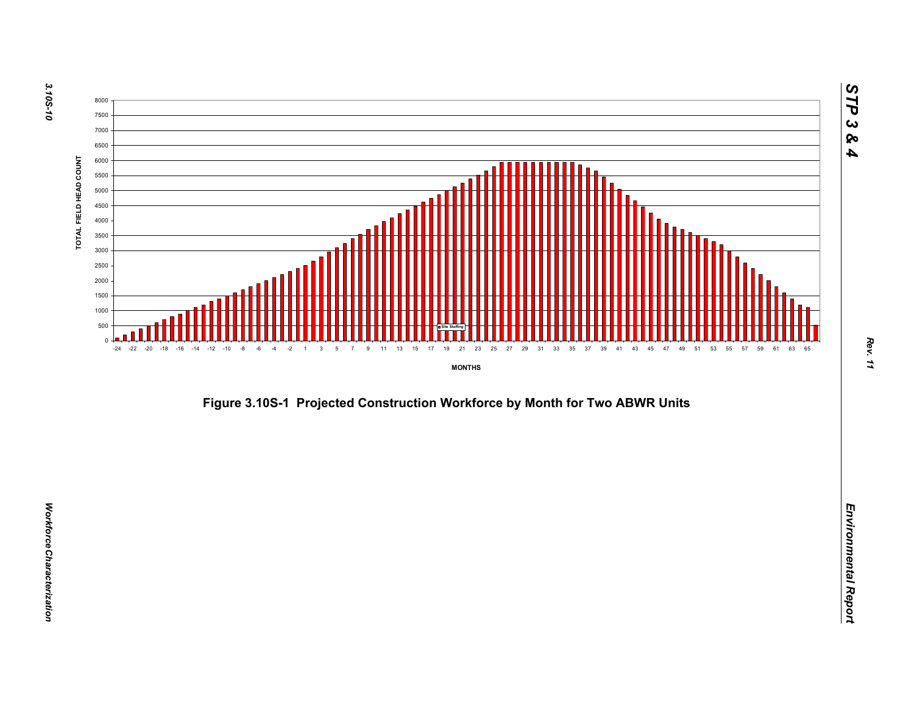TOTAL FIELD HEAD COUNT

8000
7500
7000
6500
6000
5500
5000
4500
4000
3500
3000
2500
2000
1500
1000
500
0

-24 -22 -20 -18 -16 -14 -12 -10 -8 -6 -4 -2 1 3 5 7 9 11 13 15 17 19 21 23 25 27 29 31 33 35 37 39 41 43 45 47 49 51 53 55 57 59 61 63 65

MONTHS

Site Staffing

**Figure 3.10S-1 Projected Construction Workforce by Month for Two ABWR Units**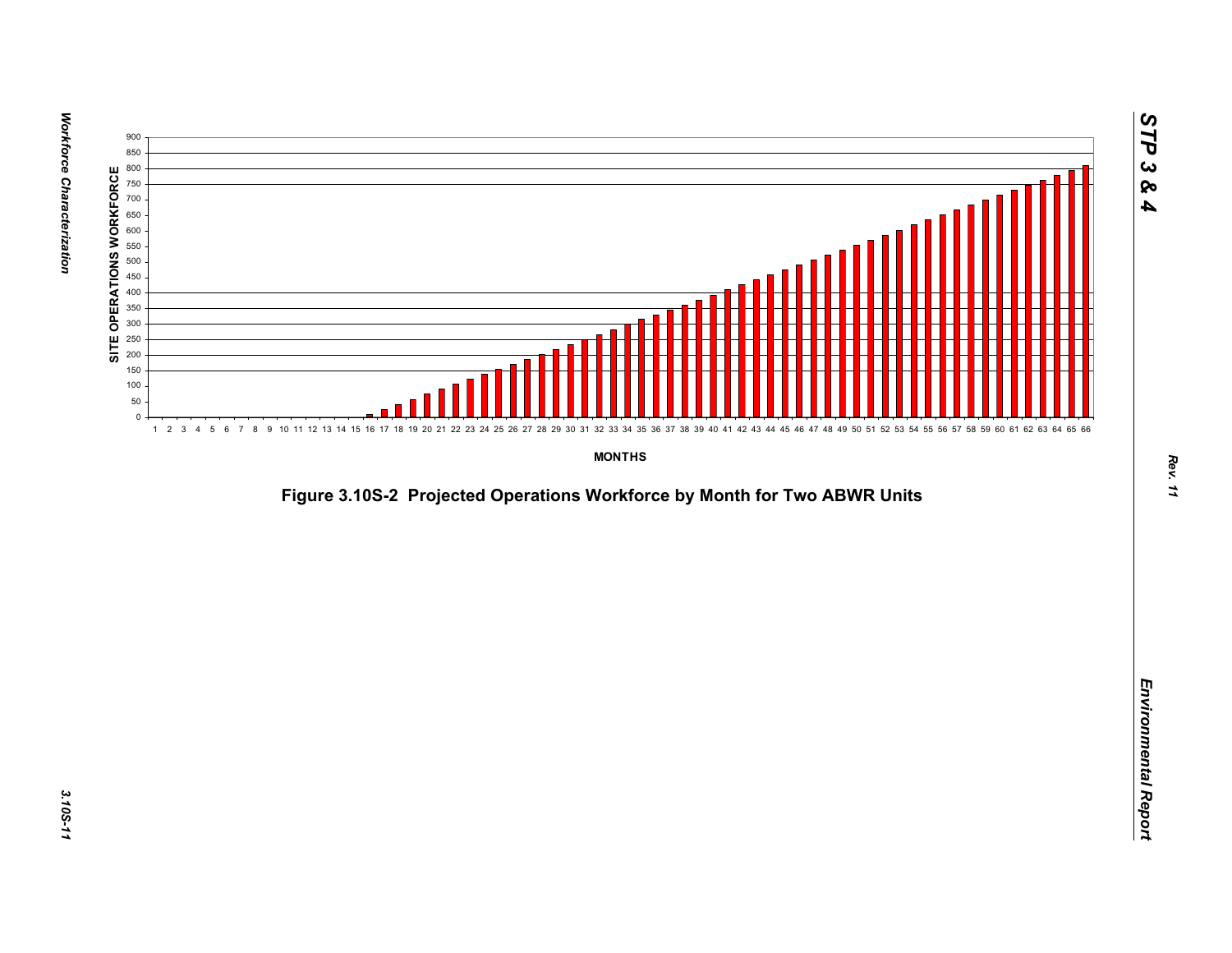SITE OPERATIONS WORKFORCE

900
850
800
750
700
650
600
550
500
450
400
350
300
250
200
150
100
50
0

1 2 3 4 5 6 7 8 9 10 11 12 13 14 15 16 17 18 19 20 21 22 23 24 25 26 27 28 29 30 31 32 33 34 35 36 37 38 39 40 41 42 43 44 45 46 47 48 49 50 51 52 53 54 55 56 57 58 59 60 61 62 63 64 65 66

MONTHS

**Figure 3.10S-2 Projected Operations Workforce by Month for Two ABWR Units**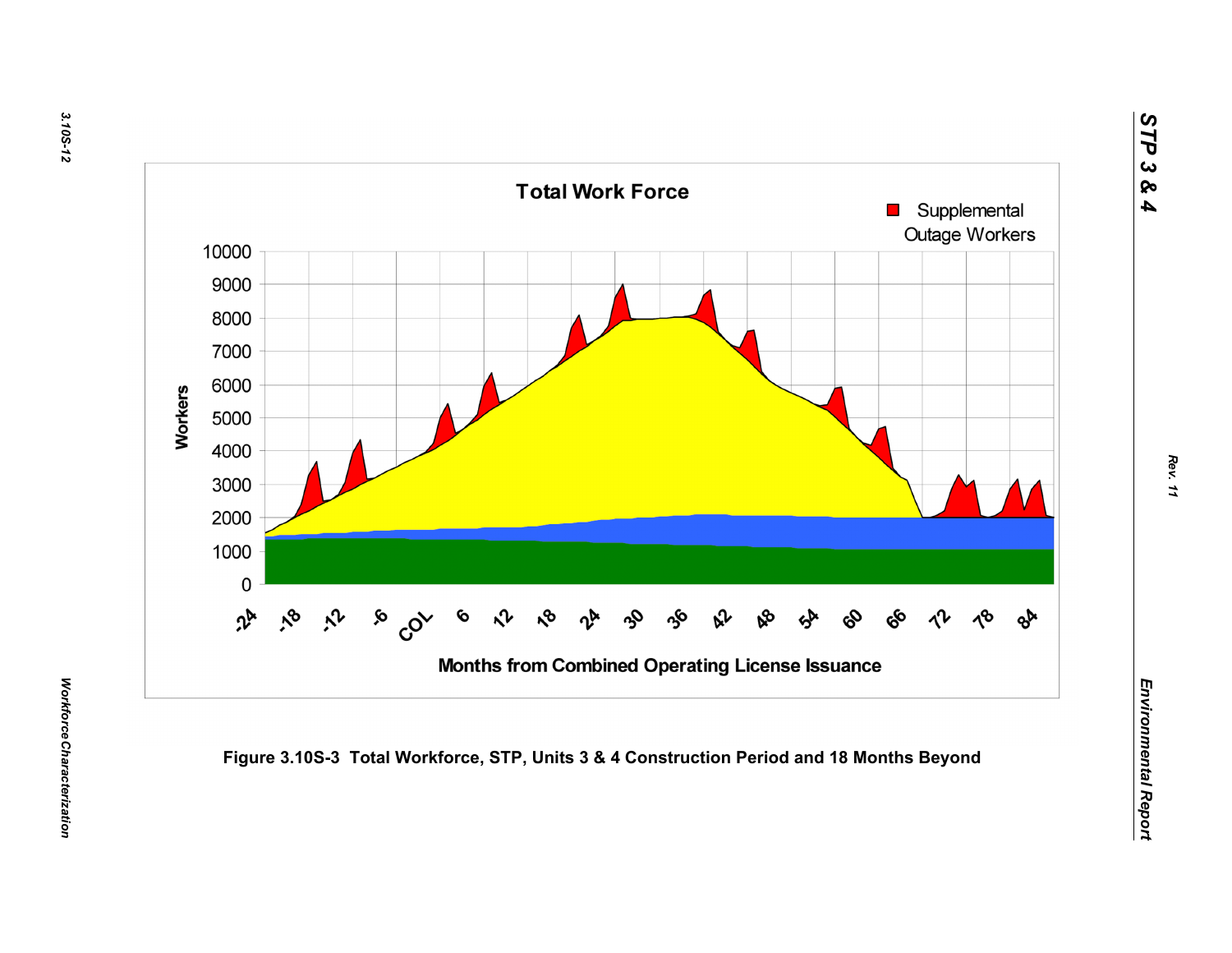Total Work Force

Supplemental Outage Workers

Workers

10000
9000
8000
7000
6000
5000
4000
3000
2000
1000
0

-24 -18 -12 -6 COL 6 12 18 24 30 36 42 48 54 60 66 72 78 84

Months from Combined Operating License Issuance

**Figure 3.10S-3 Total Workforce, STP, Units 3 & 4 Construction Period and 18 Months Beyond**